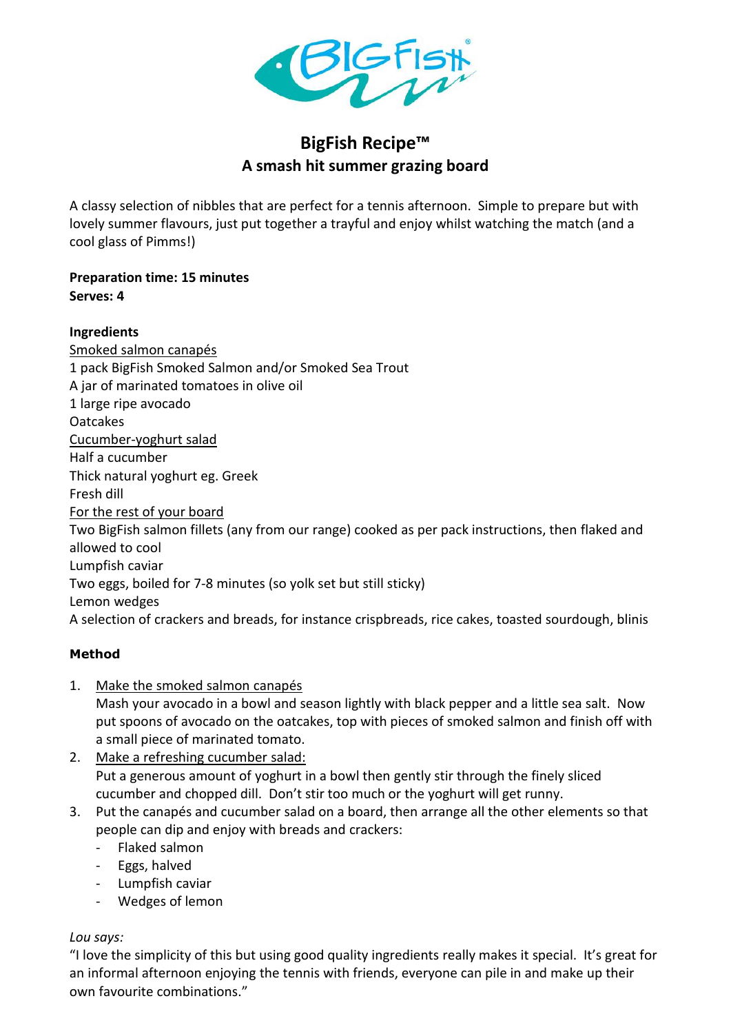# BigFish Recipe™

## A smash hit summer grazing board

A classy selection of nibbles that are perfect for a tennis afternoon. Simple to prepare but with lovely summer flavours, just put together a trayful and enjoy whilst watching the match (and a cool glass of Pimms!)

**Preparation time: 15 minutes**
**Serves: 4**

**Ingredients**

<u>Smoked salmon canapés</u>
1 pack BigFish Smoked Salmon and/or Smoked Sea Trout
A jar of marinated tomatoes in olive oil
1 large ripe avocado
Oatcakes

<u>Cucumber-yoghurt salad</u>
Half a cucumber
Thick natural yoghurt eg. Greek
Fresh dill

<u>For the rest of your board</u>
Two BigFish salmon fillets (any from our range) cooked as per pack instructions, then flaked and allowed to cool
Lumpfish caviar
Two eggs, boiled for 7-8 minutes (so yolk set but still sticky)
Lemon wedges
A selection of crackers and breads, for instance crispbreads, rice cakes, toasted sourdough, blinis

**Method**

1. <u>Make the smoked salmon canapés</u>
   Mash your avocado in a bowl and season lightly with black pepper and a little sea salt. Now put spoons of avocado on the oatcakes, top with pieces of smoked salmon and finish off with a small piece of marinated tomato.
2. <u>Make a refreshing cucumber salad:</u>
   Put a generous amount of yoghurt in a bowl then gently stir through the finely sliced cucumber and chopped dill. Don't stir too much or the yoghurt will get runny.
3. Put the canapés and cucumber salad on a board, then arrange all the other elements so that people can dip and enjoy with breads and crackers:
   - Flaked salmon
   - Eggs, halved
   - Lumpfish caviar
   - Wedges of lemon

*Lou says:*
"I love the simplicity of this but using good quality ingredients really makes it special. It's great for an informal afternoon enjoying the tennis with friends, everyone can pile in and make up their own favourite combinations."